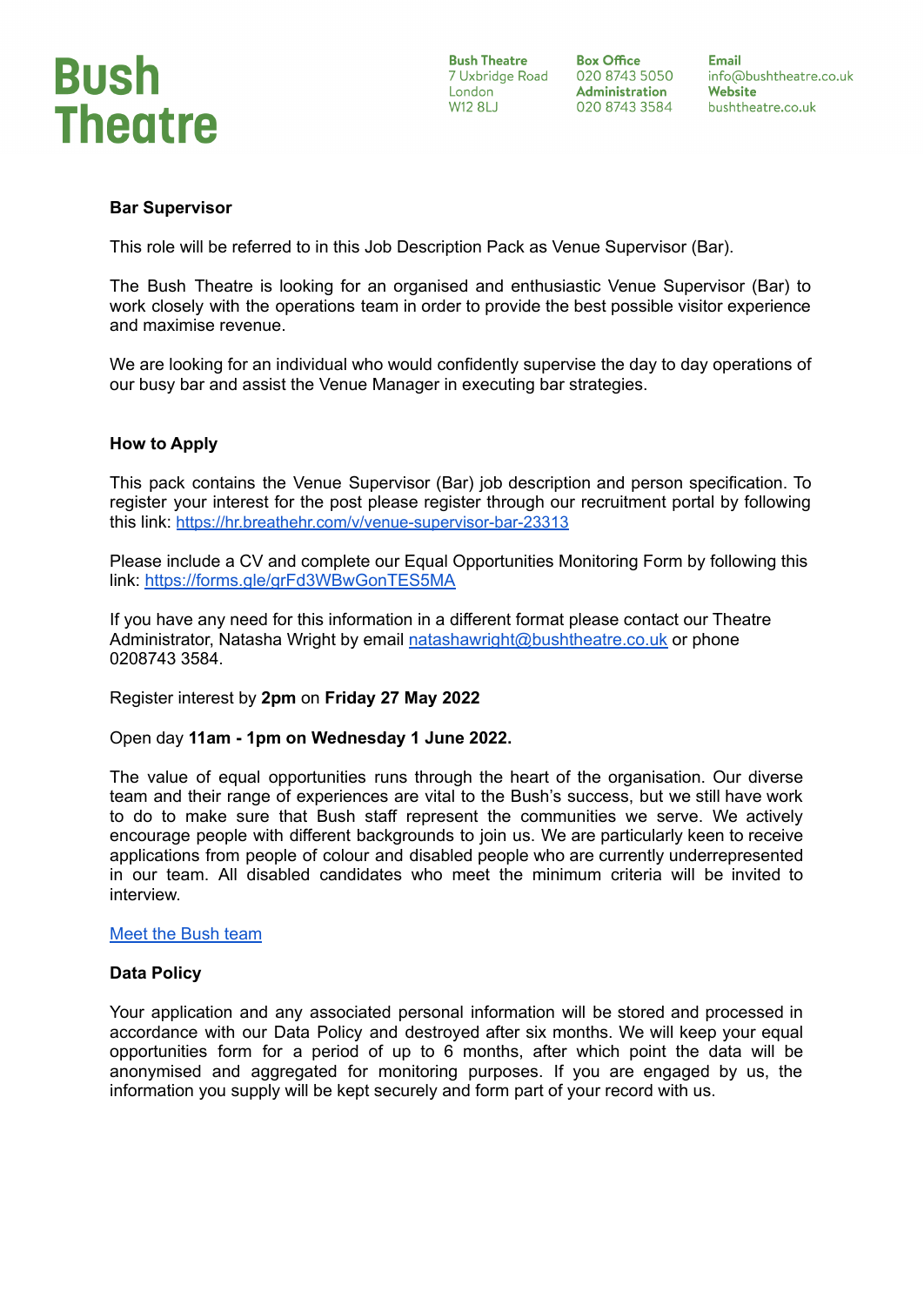# Bush Theatre

**Bush Theatre**
7 Uxbridge Road
London
W12 8LJ

**Box Office**
020 8743 5050
**Administration**
020 8743 3584

**Email**
info@bushtheatre.co.uk
**Website**
bushtheatre.co.uk

## Bar Supervisor

This role will be referred to in this Job Description Pack as Venue Supervisor (Bar).

The Bush Theatre is looking for an organised and enthusiastic Venue Supervisor (Bar) to work closely with the operations team in order to provide the best possible visitor experience and maximise revenue.

We are looking for an individual who would confidently supervise the day to day operations of our busy bar and assist the Venue Manager in executing bar strategies.

## How to Apply

This pack contains the Venue Supervisor (Bar) job description and person specification. To register your interest for the post please register through our recruitment portal by following this link: [https://hr.breathehr.com/v/venue-supervisor-bar-23313](https://hr.breathehr.com/v/venue-supervisor-bar-23313)

Please include a CV and complete our Equal Opportunities Monitoring Form by following this link: [https://forms.gle/grFd3WBwGonTES5MA](https://forms.gle/grFd3WBwGonTES5MA)

If you have any need for this information in a different format please contact our Theatre Administrator, Natasha Wright by email [natashawright@bushtheatre.co.uk](mailto:natashawright@bushtheatre.co.uk) or phone 0208743 3584.

Register interest by **2pm** on **Friday 27 May 2022**

Open day **11am - 1pm on Wednesday 1 June 2022.**

The value of equal opportunities runs through the heart of the organisation. Our diverse team and their range of experiences are vital to the Bush's success, but we still have work to do to make sure that Bush staff represent the communities we serve. We actively encourage people with different backgrounds to join us. We are particularly keen to receive applications from people of colour and disabled people who are currently underrepresented in our team. All disabled candidates who meet the minimum criteria will be invited to interview.

Meet the Bush team

## Data Policy

Your application and any associated personal information will be stored and processed in accordance with our Data Policy and destroyed after six months. We will keep your equal opportunities form for a period of up to 6 months, after which point the data will be anonymised and aggregated for monitoring purposes. If you are engaged by us, the information you supply will be kept securely and form part of your record with us.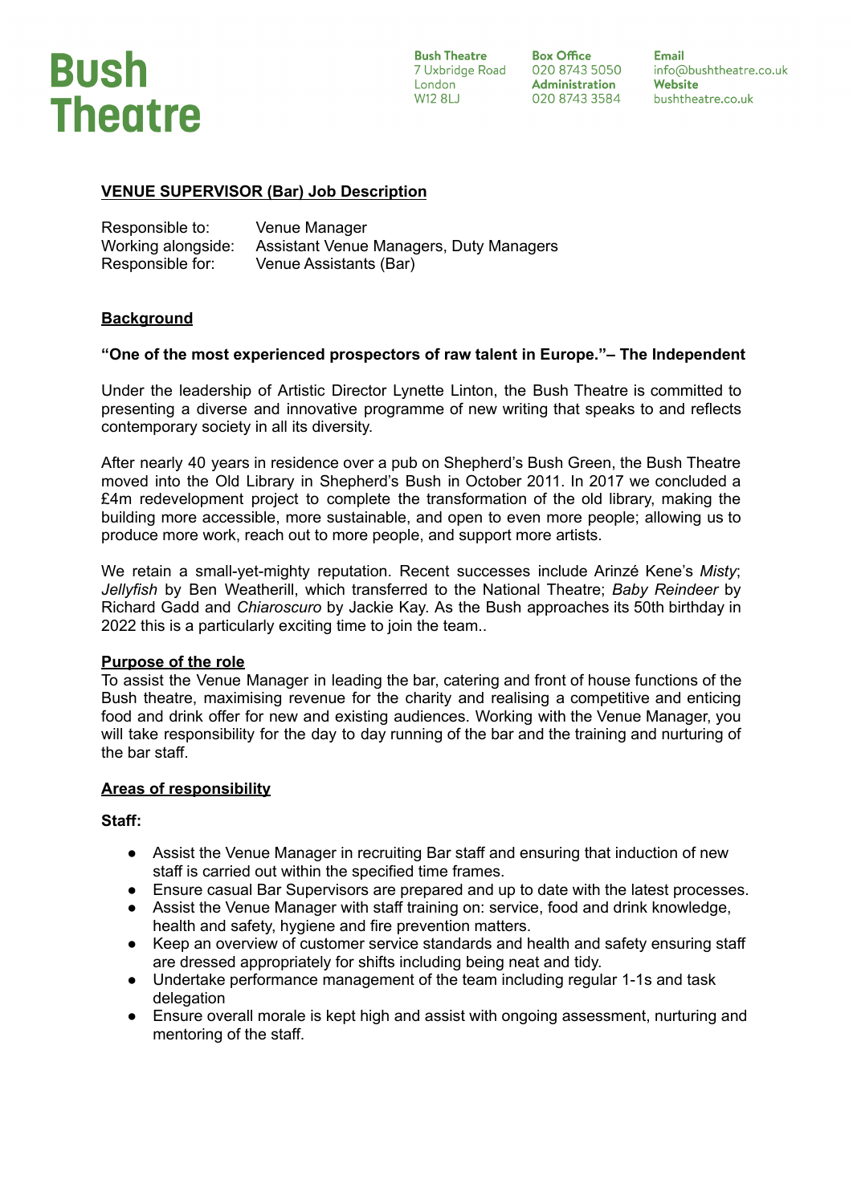# Bush Theatre

**Bush Theatre**
7 Uxbridge Road
London
W12 8LJ

**Box Office**
020 8743 5050
**Administration**
020 8743 3584

**Email**
info@bushtheatre.co.uk
**Website**
bushtheatre.co.uk

## VENUE SUPERVISOR (Bar) Job Description

Responsible to: Venue Manager
Working alongside: Assistant Venue Managers, Duty Managers
Responsible for: Venue Assistants (Bar)

### Background

**"One of the most experienced prospectors of raw talent in Europe."– The Independent**

Under the leadership of Artistic Director Lynette Linton, the Bush Theatre is committed to presenting a diverse and innovative programme of new writing that speaks to and reflects contemporary society in all its diversity.

After nearly 40 years in residence over a pub on Shepherd's Bush Green, the Bush Theatre moved into the Old Library in Shepherd's Bush in October 2011. In 2017 we concluded a £4m redevelopment project to complete the transformation of the old library, making the building more accessible, more sustainable, and open to even more people; allowing us to produce more work, reach out to more people, and support more artists.

We retain a small-yet-mighty reputation. Recent successes include Arinzé Kene's *Misty*; *Jellyfish* by Ben Weatherill, which transferred to the National Theatre; *Baby Reindeer* by Richard Gadd and *Chiaroscuro* by Jackie Kay. As the Bush approaches its 50th birthday in 2022 this is a particularly exciting time to join the team..

### Purpose of the role

To assist the Venue Manager in leading the bar, catering and front of house functions of the Bush theatre, maximising revenue for the charity and realising a competitive and enticing food and drink offer for new and existing audiences. Working with the Venue Manager, you will take responsibility for the day to day running of the bar and the training and nurturing of the bar staff.

### Areas of responsibility

**Staff:**

- Assist the Venue Manager in recruiting Bar staff and ensuring that induction of new staff is carried out within the specified time frames.
- Ensure casual Bar Supervisors are prepared and up to date with the latest processes.
- Assist the Venue Manager with staff training on: service, food and drink knowledge, health and safety, hygiene and fire prevention matters.
- Keep an overview of customer service standards and health and safety ensuring staff are dressed appropriately for shifts including being neat and tidy.
- Undertake performance management of the team including regular 1-1s and task delegation
- Ensure overall morale is kept high and assist with ongoing assessment, nurturing and mentoring of the staff.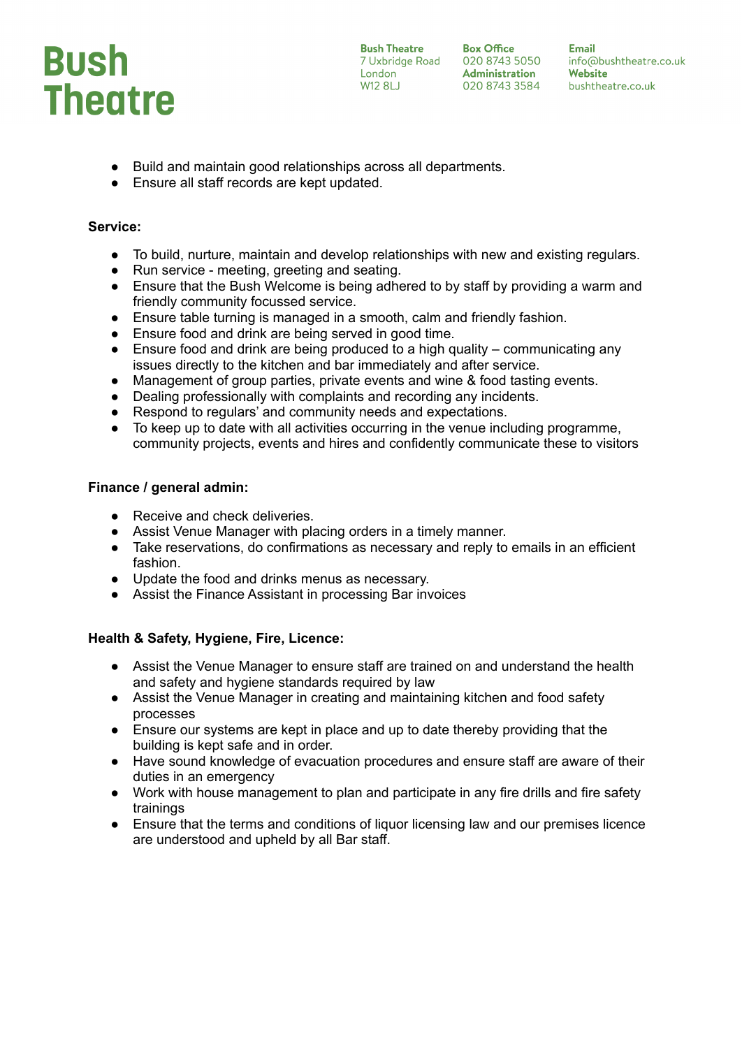- Build and maintain good relationships across all departments.
- Ensure all staff records are kept updated.

**Service:**

- To build, nurture, maintain and develop relationships with new and existing regulars.
- Run service - meeting, greeting and seating.
- Ensure that the Bush Welcome is being adhered to by staff by providing a warm and friendly community focussed service.
- Ensure table turning is managed in a smooth, calm and friendly fashion.
- Ensure food and drink are being served in good time.
- Ensure food and drink are being produced to a high quality – communicating any issues directly to the kitchen and bar immediately and after service.
- Management of group parties, private events and wine & food tasting events.
- Dealing professionally with complaints and recording any incidents.
- Respond to regulars' and community needs and expectations.
- To keep up to date with all activities occurring in the venue including programme, community projects, events and hires and confidently communicate these to visitors

**Finance / general admin:**

- Receive and check deliveries.
- Assist Venue Manager with placing orders in a timely manner.
- Take reservations, do confirmations as necessary and reply to emails in an efficient fashion.
- Update the food and drinks menus as necessary.
- Assist the Finance Assistant in processing Bar invoices

**Health & Safety, Hygiene, Fire, Licence:**

- Assist the Venue Manager to ensure staff are trained on and understand the health and safety and hygiene standards required by law
- Assist the Venue Manager in creating and maintaining kitchen and food safety processes
- Ensure our systems are kept in place and up to date thereby providing that the building is kept safe and in order.
- Have sound knowledge of evacuation procedures and ensure staff are aware of their duties in an emergency
- Work with house management to plan and participate in any fire drills and fire safety trainings
- Ensure that the terms and conditions of liquor licensing law and our premises licence are understood and upheld by all Bar staff.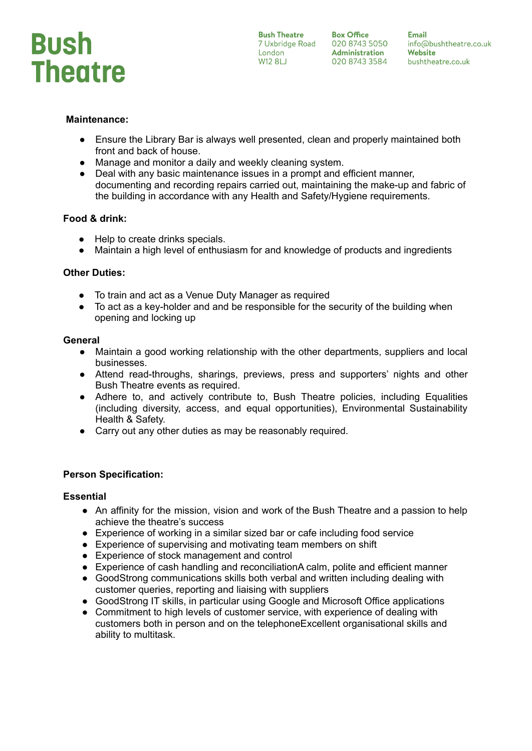**Maintenance:**

- Ensure the Library Bar is always well presented, clean and properly maintained both front and back of house.
- Manage and monitor a daily and weekly cleaning system.
- Deal with any basic maintenance issues in a prompt and efficient manner, documenting and recording repairs carried out, maintaining the make-up and fabric of the building in accordance with any Health and Safety/Hygiene requirements.

**Food & drink:**

- Help to create drinks specials.
- Maintain a high level of enthusiasm for and knowledge of products and ingredients

**Other Duties:**

- To train and act as a Venue Duty Manager as required
- To act as a key-holder and and be responsible for the security of the building when opening and locking up

**General**

- Maintain a good working relationship with the other departments, suppliers and local businesses.
- Attend read-throughs, sharings, previews, press and supporters' nights and other Bush Theatre events as required.
- Adhere to, and actively contribute to, Bush Theatre policies, including Equalities (including diversity, access, and equal opportunities), Environmental Sustainability Health & Safety.
- Carry out any other duties as may be reasonably required.

**Person Specification:**

**Essential**

- An affinity for the mission, vision and work of the Bush Theatre and a passion to help achieve the theatre's success
- Experience of working in a similar sized bar or cafe including food service
- Experience of supervising and motivating team members on shift
- Experience of stock management and control
- Experience of cash handling and reconciliationA calm, polite and efficient manner
- GoodStrong communications skills both verbal and written including dealing with customer queries, reporting and liaising with suppliers
- GoodStrong IT skills, in particular using Google and Microsoft Office applications
- Commitment to high levels of customer service, with experience of dealing with customers both in person and on the telephoneExcellent organisational skills and ability to multitask.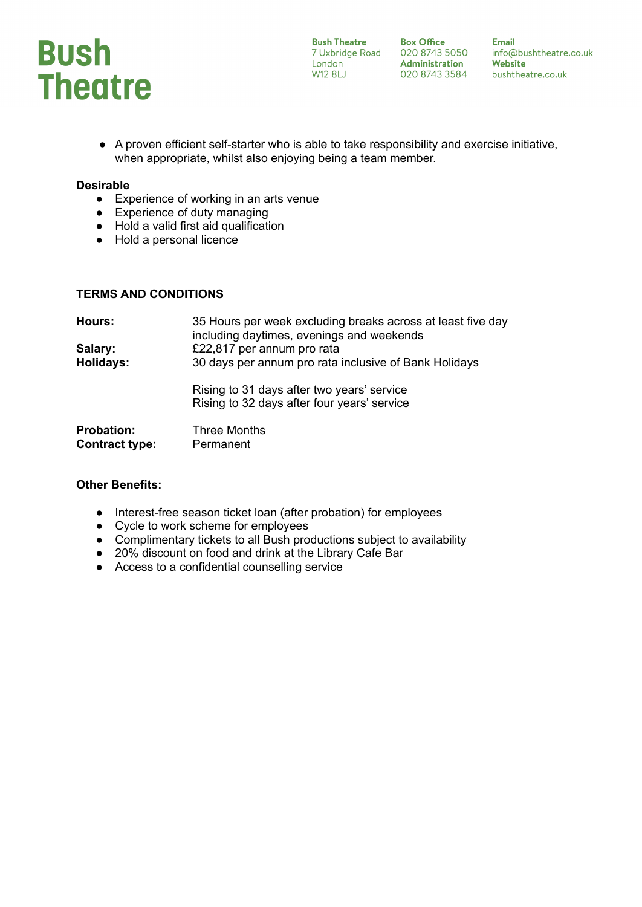- A proven efficient self-starter who is able to take responsibility and exercise initiative, when appropriate, whilst also enjoying being a team member.

**Desirable**

- Experience of working in an arts venue
- Experience of duty managing
- Hold a valid first aid qualification
- Hold a personal licence

**TERMS AND CONDITIONS**

| | |
|---|---|
| **Hours:** | 35 Hours per week excluding breaks across at least five day including daytimes, evenings and weekends |
| **Salary:** | £22,817 per annum pro rata |
| **Holidays:** | 30 days per annum pro rata inclusive of Bank Holidays<br><br>Rising to 31 days after two years' service<br>Rising to 32 days after four years' service |
| **Probation:** | Three Months |
| **Contract type:** | Permanent |

**Other Benefits:**

- Interest-free season ticket loan (after probation) for employees
- Cycle to work scheme for employees
- Complimentary tickets to all Bush productions subject to availability
- 20% discount on food and drink at the Library Cafe Bar
- Access to a confidential counselling service